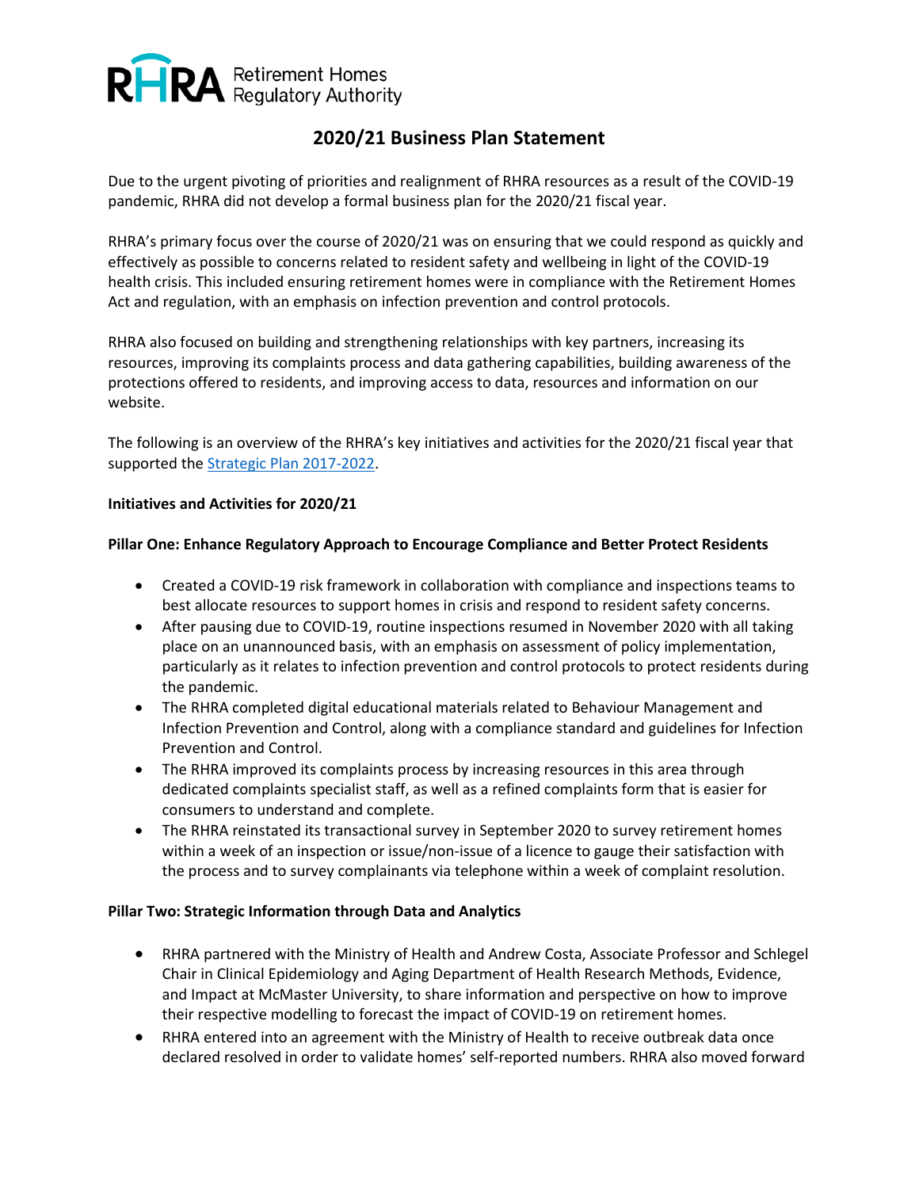RHRA Retirement Homes Regulatory Authority

# 2020/21 Business Plan Statement

Due to the urgent pivoting of priorities and realignment of RHRA resources as a result of the COVID-19 pandemic, RHRA did not develop a formal business plan for the 2020/21 fiscal year.

RHRA's primary focus over the course of 2020/21 was on ensuring that we could respond as quickly and effectively as possible to concerns related to resident safety and wellbeing in light of the COVID-19 health crisis. This included ensuring retirement homes were in compliance with the Retirement Homes Act and regulation, with an emphasis on infection prevention and control protocols.

RHRA also focused on building and strengthening relationships with key partners, increasing its resources, improving its complaints process and data gathering capabilities, building awareness of the protections offered to residents, and improving access to data, resources and information on our website.

The following is an overview of the RHRA's key initiatives and activities for the 2020/21 fiscal year that supported the Strategic Plan 2017-2022.

**Initiatives and Activities for 2020/21**

**Pillar One: Enhance Regulatory Approach to Encourage Compliance and Better Protect Residents**

- Created a COVID-19 risk framework in collaboration with compliance and inspections teams to best allocate resources to support homes in crisis and respond to resident safety concerns.
- After pausing due to COVID-19, routine inspections resumed in November 2020 with all taking place on an unannounced basis, with an emphasis on assessment of policy implementation, particularly as it relates to infection prevention and control protocols to protect residents during the pandemic.
- The RHRA completed digital educational materials related to Behaviour Management and Infection Prevention and Control, along with a compliance standard and guidelines for Infection Prevention and Control.
- The RHRA improved its complaints process by increasing resources in this area through dedicated complaints specialist staff, as well as a refined complaints form that is easier for consumers to understand and complete.
- The RHRA reinstated its transactional survey in September 2020 to survey retirement homes within a week of an inspection or issue/non-issue of a licence to gauge their satisfaction with the process and to survey complainants via telephone within a week of complaint resolution.

**Pillar Two: Strategic Information through Data and Analytics**

- RHRA partnered with the Ministry of Health and Andrew Costa, Associate Professor and Schlegel Chair in Clinical Epidemiology and Aging Department of Health Research Methods, Evidence, and Impact at McMaster University, to share information and perspective on how to improve their respective modelling to forecast the impact of COVID-19 on retirement homes.
- RHRA entered into an agreement with the Ministry of Health to receive outbreak data once declared resolved in order to validate homes' self-reported numbers. RHRA also moved forward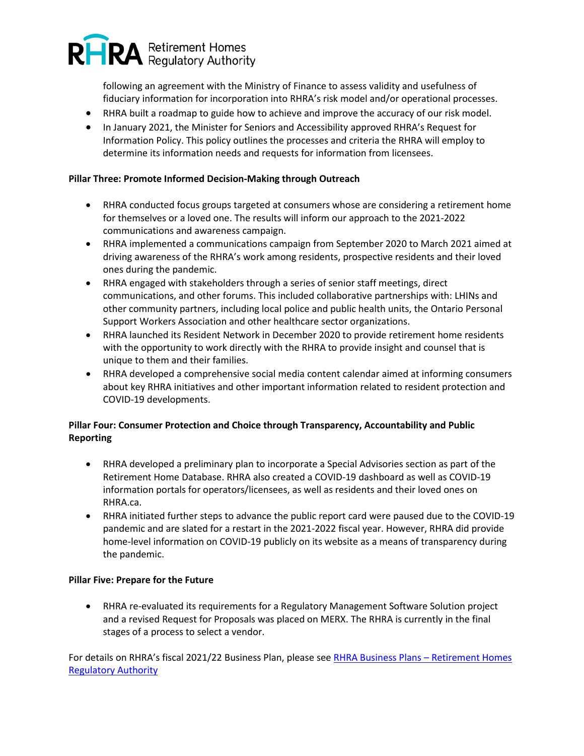following an agreement with the Ministry of Finance to assess validity and usefulness of fiduciary information for incorporation into RHRA's risk model and/or operational processes.

- RHRA built a roadmap to guide how to achieve and improve the accuracy of our risk model.
- In January 2021, the Minister for Seniors and Accessibility approved RHRA's Request for Information Policy. This policy outlines the processes and criteria the RHRA will employ to determine its information needs and requests for information from licensees.

**Pillar Three: Promote Informed Decision-Making through Outreach**

- RHRA conducted focus groups targeted at consumers whose are considering a retirement home for themselves or a loved one. The results will inform our approach to the 2021-2022 communications and awareness campaign.
- RHRA implemented a communications campaign from September 2020 to March 2021 aimed at driving awareness of the RHRA's work among residents, prospective residents and their loved ones during the pandemic.
- RHRA engaged with stakeholders through a series of senior staff meetings, direct communications, and other forums. This included collaborative partnerships with: LHINs and other community partners, including local police and public health units, the Ontario Personal Support Workers Association and other healthcare sector organizations.
- RHRA launched its Resident Network in December 2020 to provide retirement home residents with the opportunity to work directly with the RHRA to provide insight and counsel that is unique to them and their families.
- RHRA developed a comprehensive social media content calendar aimed at informing consumers about key RHRA initiatives and other important information related to resident protection and COVID-19 developments.

**Pillar Four: Consumer Protection and Choice through Transparency, Accountability and Public Reporting**

- RHRA developed a preliminary plan to incorporate a Special Advisories section as part of the Retirement Home Database. RHRA also created a COVID-19 dashboard as well as COVID-19 information portals for operators/licensees, as well as residents and their loved ones on RHRA.ca.
- RHRA initiated further steps to advance the public report card were paused due to the COVID-19 pandemic and are slated for a restart in the 2021-2022 fiscal year. However, RHRA did provide home-level information on COVID-19 publicly on its website as a means of transparency during the pandemic.

**Pillar Five: Prepare for the Future**

- RHRA re-evaluated its requirements for a Regulatory Management Software Solution project and a revised Request for Proposals was placed on MERX. The RHRA is currently in the final stages of a process to select a vendor.

For details on RHRA's fiscal 2021/22 Business Plan, please see [RHRA Business Plans – Retirement Homes Regulatory Authority]